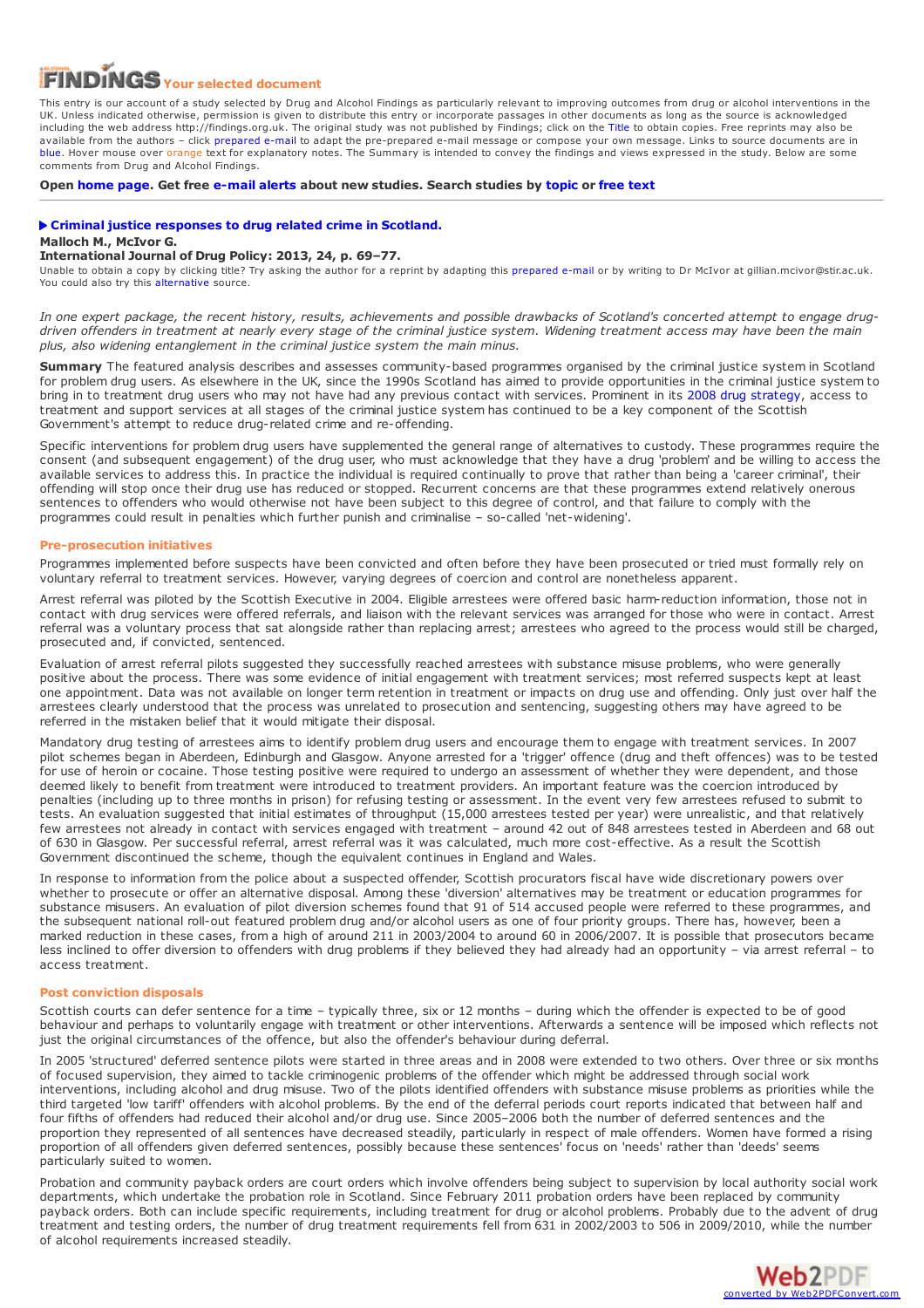**FINDINGS Your selected document**

This entry is our account of a study selected by Drug and Alcohol Findings as particularly relevant to improving outcomes from drug or alcohol interventions in the UK. Unless indicated otherwise, permission is given to distribute this entry or incorporate passages in other documents as long as the source is acknowledged including the web address http://findings.org.uk. The original study was not published by Findings; click on the Title to obtain copies. Free reprints may also be available from the authors – click prepared e-mail to adapt the pre-prepared e-mail message or compose your own message. Links to source documents are in blue. Hover mouse over orange text for explanatory notes. The Summary is intended to convey the findings and views expressed in the study. Below are some comments from Drug and Alcohol Findings.

**Open home page. Get free e-mail alerts about new studies. Search studies by topic or free text**

---

## Criminal justice responses to drug related crime in Scotland.

**Malloch M., McIvor G.**

**International Journal of Drug Policy: 2013, 24, p. 69–77.**

Unable to obtain a copy by clicking title? Try asking the author for a reprint by adapting this prepared e-mail or by writing to Dr McIvor at gillian.mcivor@stir.ac.uk. You could also try this alternative source.

*In one expert package, the recent history, results, achievements and possible drawbacks of Scotland's concerted attempt to engage drug-driven offenders in treatment at nearly every stage of the criminal justice system. Widening treatment access may have been the main plus, also widening entanglement in the criminal justice system the main minus.*

**Summary** The featured analysis describes and assesses community-based programmes organised by the criminal justice system in Scotland for problem drug users. As elsewhere in the UK, since the 1990s Scotland has aimed to provide opportunities in the criminal justice system to bring in to treatment drug users who may not have had any previous contact with services. Prominent in its 2008 drug strategy, access to treatment and support services at all stages of the criminal justice system has continued to be a key component of the Scottish Government's attempt to reduce drug-related crime and re-offending.

Specific interventions for problem drug users have supplemented the general range of alternatives to custody. These programmes require the consent (and subsequent engagement) of the drug user, who must acknowledge that they have a drug 'problem' and be willing to access the available services to address this. In practice the individual is required continually to prove that rather than being a 'career criminal', their offending will stop once their drug use has reduced or stopped. Recurrent concerns are that these programmes extend relatively onerous sentences to offenders who would otherwise not have been subject to this degree of control, and that failure to comply with the programmes could result in penalties which further punish and criminalise – so-called 'net-widening'.

### Pre-prosecution initiatives

Programmes implemented before suspects have been convicted and often before they have been prosecuted or tried must formally rely on voluntary referral to treatment services. However, varying degrees of coercion and control are nonetheless apparent.

Arrest referral was piloted by the Scottish Executive in 2004. Eligible arrestees were offered basic harm-reduction information, those not in contact with drug services were offered referrals, and liaison with the relevant services was arranged for those who were in contact. Arrest referral was a voluntary process that sat alongside rather than replacing arrest; arrestees who agreed to the process would still be charged, prosecuted and, if convicted, sentenced.

Evaluation of arrest referral pilots suggested they successfully reached arrestees with substance misuse problems, who were generally positive about the process. There was some evidence of initial engagement with treatment services; most referred suspects kept at least one appointment. Data was not available on longer term retention in treatment or impacts on drug use and offending. Only just over half the arrestees clearly understood that the process was unrelated to prosecution and sentencing, suggesting others may have agreed to be referred in the mistaken belief that it would mitigate their disposal.

Mandatory drug testing of arrestees aims to identify problem drug users and encourage them to engage with treatment services. In 2007 pilot schemes began in Aberdeen, Edinburgh and Glasgow. Anyone arrested for a 'trigger' offence (drug and theft offences) was to be tested for use of heroin or cocaine. Those testing positive were required to undergo an assessment of whether they were dependent, and those deemed likely to benefit from treatment were introduced to treatment providers. An important feature was the coercion introduced by penalties (including up to three months in prison) for refusing testing or assessment. In the event very few arrestees refused to submit to tests. An evaluation suggested that initial estimates of throughput (15,000 arrestees tested per year) were unrealistic, and that relatively few arrestees not already in contact with services engaged with treatment – around 42 out of 848 arrestees tested in Aberdeen and 68 out of 630 in Glasgow. Per successful referral, arrest referral was it was calculated, much more cost-effective. As a result the Scottish Government discontinued the scheme, though the equivalent continues in England and Wales.

In response to information from the police about a suspected offender, Scottish procurators fiscal have wide discretionary powers over whether to prosecute or offer an alternative disposal. Among these 'diversion' alternatives may be treatment or education programmes for substance misusers. An evaluation of pilot diversion schemes found that 91 of 514 accused people were referred to these programmes, and the subsequent national roll-out featured problem drug and/or alcohol users as one of four priority groups. There has, however, been a marked reduction in these cases, from a high of around 211 in 2003/2004 to around 60 in 2006/2007. It is possible that prosecutors became less inclined to offer diversion to offenders with drug problems if they believed they had already had an opportunity – via arrest referral – to access treatment.

### Post conviction disposals

Scottish courts can defer sentence for a time – typically three, six or 12 months – during which the offender is expected to be of good behaviour and perhaps to voluntarily engage with treatment or other interventions. Afterwards a sentence will be imposed which reflects not just the original circumstances of the offence, but also the offender's behaviour during deferral.

In 2005 'structured' deferred sentence pilots were started in three areas and in 2008 were extended to two others. Over three or six months of focused supervision, they aimed to tackle criminogenic problems of the offender which might be addressed through social work interventions, including alcohol and drug misuse. Two of the pilots identified offenders with substance misuse problems as priorities while the third targeted 'low tariff' offenders with alcohol problems. By the end of the deferral periods court reports indicated that between half and four fifths of offenders had reduced their alcohol and/or drug use. Since 2005–2006 both the number of deferred sentences and the proportion they represented of all sentences have decreased steadily, particularly in respect of male offenders. Women have formed a rising proportion of all offenders given deferred sentences, possibly because these sentences' focus on 'needs' rather than 'deeds' seems particularly suited to women.

Probation and community payback orders are court orders which involve offenders being subject to supervision by local authority social work departments, which undertake the probation role in Scotland. Since February 2011 probation orders have been replaced by community payback orders. Both can include specific requirements, including treatment for drug or alcohol problems. Probably due to the advent of drug treatment and testing orders, the number of drug treatment requirements fell from 631 in 2002/2003 to 506 in 2009/2010, while the number of alcohol requirements increased steadily.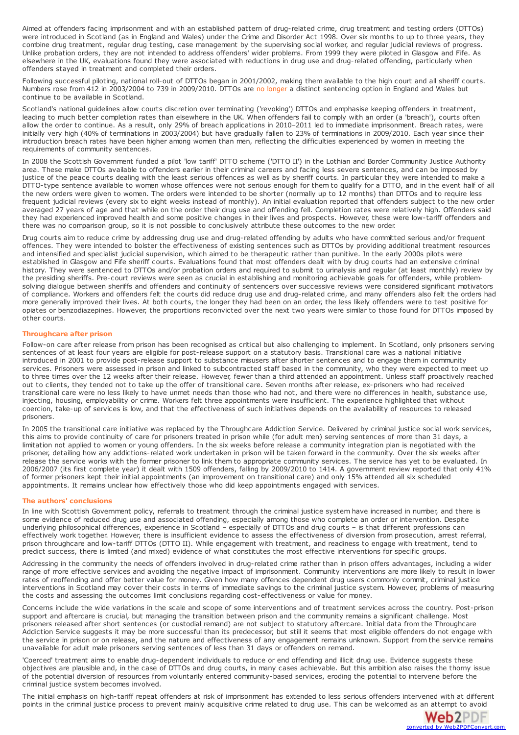Aimed at offenders facing imprisonment and with an established pattern of drug-related crime, drug treatment and testing orders (DTTOs) were introduced in Scotland (as in England and Wales) under the Crime and Disorder Act 1998. Over six months to up to three years, they combine drug treatment, regular drug testing, case management by the supervising social worker, and regular judicial reviews of progress. Unlike probation orders, they are not intended to address offenders' wider problems. From 1999 they were piloted in Glasgow and Fife. As elsewhere in the UK, evaluations found they were associated with reductions in drug use and drug-related offending, particularly when offenders stayed in treatment and completed their orders.

Following successful piloting, national roll-out of DTTOs began in 2001/2002, making them available to the high court and all sheriff courts. Numbers rose from 412 in 2003/2004 to 739 in 2009/2010. DTTOs are no longer a distinct sentencing option in England and Wales but continue to be available in Scotland.

Scotland's national guidelines allow courts discretion over terminating ('revoking') DTTOs and emphasise keeping offenders in treatment, leading to much better completion rates than elsewhere in the UK. When offenders fail to comply with an order (a 'breach'), courts often allow the order to continue. As a result, only 29% of breach applications in 2010–2011 led to immediate imprisonment. Breach rates, were initially very high (40% of terminations in 2003/2004) but have gradually fallen to 23% of terminations in 2009/2010. Each year since their introduction breach rates have been higher among women than men, reflecting the difficulties experienced by women in meeting the requirements of community sentences.

In 2008 the Scottish Government funded a pilot 'low tariff' DTTO scheme ('DTTO II') in the Lothian and Border Community Justice Authority area. These make DTTOs available to offenders earlier in their criminal careers and facing less severe sentences, and can be imposed by justice of the peace courts dealing with the least serious offences as well as by sheriff courts. In particular they were intended to make a DTTO-type sentence available to women whose offences were not serious enough for them to qualify for a DTTO, and in the event half of all the new orders were given to women. The orders were intended to be shorter (normally up to 12 months) than DTTOs and to require less frequent judicial reviews (every six to eight weeks instead of monthly). An initial evaluation reported that offenders subject to the new order averaged 27 years of age and that while on the order their drug use and offending fell. Completion rates were relatively high. Offenders said they had experienced improved health and some positive changes in their lives and prospects. However, these were low-tariff offenders and there was no comparison group, so it is not possible to conclusively attribute these outcomes to the new order.

Drug courts aim to reduce crime by addressing drug use and drug-related offending by adults who have committed serious and/or frequent offences. They were intended to bolster the effectiveness of existing sentences such as DTTOs by providing additional treatment resources and intensified and specialist judicial supervision, which aimed to be therapeutic rather than punitive. In the early 2000s pilots were established in Glasgow and Fife sheriff courts. Evaluations found that most offenders dealt with by drug courts had an extensive criminal history. They were sentenced to DTTOs and/or probation orders and required to submit to urinalysis and regular (at least monthly) review by the presiding sheriffs. Pre-court reviews were seen as crucial in establishing and monitoring achievable goals for offenders, while problem-solving dialogue between sheriffs and offenders and continuity of sentencers over successive reviews were considered significant motivators of compliance. Workers and offenders felt the courts did reduce drug use and drug-related crime, and many offenders also felt the orders had more generally improved their lives. At both courts, the longer they had been on an order, the less likely offenders were to test positive for opiates or benzodiazepines. However, the proportions reconvicted over the next two years were similar to those found for DTTOs imposed by other courts.

### Throughcare after prison

Follow-on care after release from prison has been recognised as critical but also challenging to implement. In Scotland, only prisoners serving sentences of at least four years are eligible for post-release support on a statutory basis. Transitional care was a national initiative introduced in 2001 to provide post-release support to substance misusers after shorter sentences and to engage them in community services. Prisoners were assessed in prison and linked to subcontracted staff based in the community, who they were expected to meet up to three times over the 12 weeks after their release. However, fewer than a third attended an appointment. Unless staff proactively reached out to clients, they tended not to take up the offer of transitional care. Seven months after release, ex-prisoners who had received transitional care were no less likely to have unmet needs than those who had not, and there were no differences in health, substance use, injecting, housing, employability or crime. Workers felt three appointments were insufficient. The experience highlighted that without coercion, take-up of services is low, and that the effectiveness of such initiatives depends on the availability of resources to released prisoners.

In 2005 the transitional care initiative was replaced by the Throughcare Addiction Service. Delivered by criminal justice social work services, this aims to provide continuity of care for prisoners treated in prison while (for adult men) serving sentences of more than 31 days, a limitation not applied to women or young offenders. In the six weeks before release a community integration plan is negotiated with the prisoner, detailing how any addictions-related work undertaken in prison will be taken forward in the community. Over the six weeks after release the service works with the former prisoner to link them to appropriate community services. The service has yet to be evaluated. In 2006/2007 (its first complete year) it dealt with 1509 offenders, falling by 2009/2010 to 1414. A government review reported that only 41% of former prisoners kept their initial appointments (an improvement on transitional care) and only 15% attended all six scheduled appointments. It remains unclear how effectively those who did keep appointments engaged with services.

### The authors' conclusions

In line with Scottish Government policy, referrals to treatment through the criminal justice system have increased in number, and there is some evidence of reduced drug use and associated offending, especially among those who complete an order or intervention. Despite underlying philosophical differences, experience in Scotland – especially of DTTOs and drug courts – is that different professions can effectively work together. However, there is insufficient evidence to assess the effectiveness of diversion from prosecution, arrest referral, prison throughcare and low-tariff DTTOs (DTTO II). While engagement with treatment, and readiness to engage with treatment, tend to predict success, there is limited (and mixed) evidence of what constitutes the most effective interventions for specific groups.

Addressing in the community the needs of offenders involved in drug-related crime rather than in prison offers advantages, including a wider range of more effective services and avoiding the negative impact of imprisonment. Community interventions are more likely to result in lower rates of reoffending and offer better value for money. Given how many offences dependent drug users commonly commit, criminal justice interventions in Scotland may cover their costs in terms of immediate savings to the criminal justice system. However, problems of measuring the costs and assessing the outcomes limit conclusions regarding cost-effectiveness or value for money.

Concerns include the wide variations in the scale and scope of some interventions and of treatment services across the country. Post-prison support and aftercare is crucial, but managing the transition between prison and the community remains a significant challenge. Most prisoners released after short sentences (or custodial remand) are not subject to statutory aftercare. Initial data from the Throughcare Addiction Service suggests it may be more successful than its predecessor, but still it seems that most eligible offenders do not engage with the service in prison or on release, and the nature and effectiveness of any engagement remains unknown. Support from the service remains unavailable for adult male prisoners serving sentences of less than 31 days or offenders on remand.

'Coerced' treatment aims to enable drug-dependent individuals to reduce or end offending and illicit drug use. Evidence suggests these objectives are plausible and, in the case of DTTOs and drug courts, in many cases achievable. But this ambition also raises the thorny issue of the potential diversion of resources from voluntarily entered community-based services, eroding the potential to intervene before the criminal justice system becomes involved.

The initial emphasis on high-tariff repeat offenders at risk of imprisonment has extended to less serious offenders intervened with at different points in the criminal justice process to prevent mainly acquisitive crime related to drug use. This can be welcomed as an attempt to avoid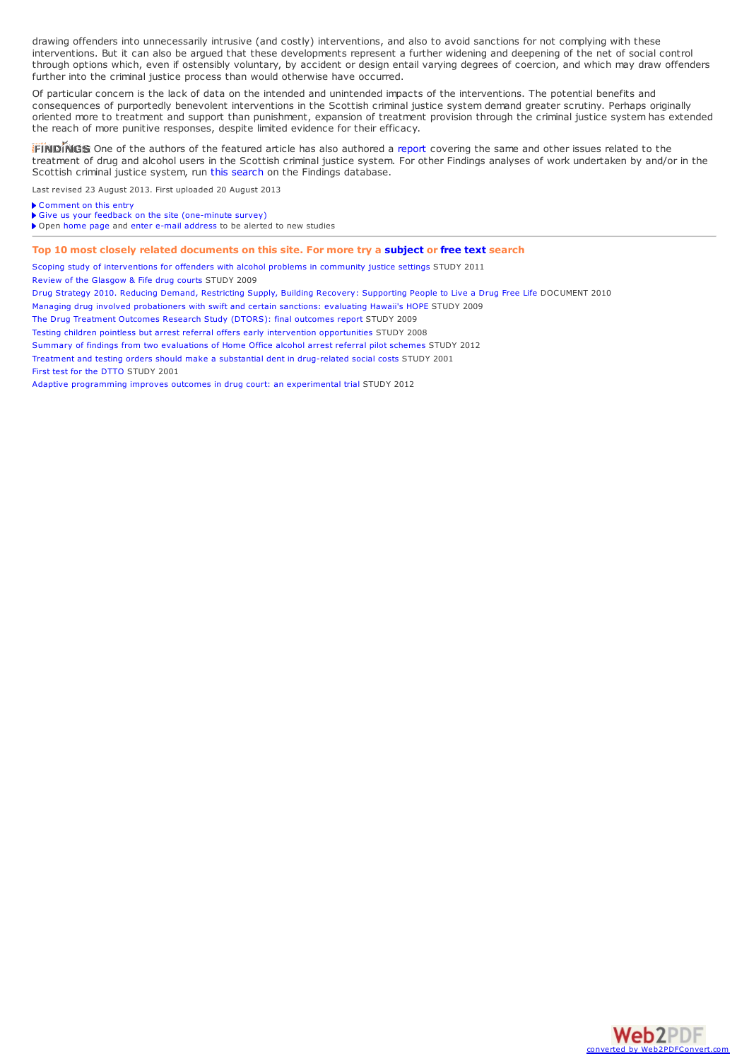drawing offenders into unnecessarily intrusive (and costly) interventions, and also to avoid sanctions for not complying with these interventions. But it can also be argued that these developments represent a further widening and deepening of the net of social control through options which, even if ostensibly voluntary, by accident or design entail varying degrees of coercion, and which may draw offenders further into the criminal justice process than would otherwise have occurred.

Of particular concern is the lack of data on the intended and unintended impacts of the interventions. The potential benefits and consequences of purportedly benevolent interventions in the Scottish criminal justice system demand greater scrutiny. Perhaps originally oriented more to treatment and support than punishment, expansion of treatment provision through the criminal justice system has extended the reach of more punitive responses, despite limited evidence for their efficacy.

FINDINGS One of the authors of the featured article has also authored a report covering the same and other issues related to the treatment of drug and alcohol users in the Scottish criminal justice system. For other Findings analyses of work undertaken by and/or in the Scottish criminal justice system, run this search on the Findings database.

Last revised 23 August 2013. First uploaded 20 August 2013

- Comment on this entry
- Give us your feedback on the site (one-minute survey)
- Open home page and enter e-mail address to be alerted to new studies

---

**Top 10 most closely related documents on this site. For more try a subject or free text search**

Scoping study of interventions for offenders with alcohol problems in community justice settings STUDY 2011

Review of the Glasgow & Fife drug courts STUDY 2009

Drug Strategy 2010. Reducing Demand, Restricting Supply, Building Recovery: Supporting People to Live a Drug Free Life DOCUMENT 2010

Managing drug involved probationers with swift and certain sanctions: evaluating Hawaii's HOPE STUDY 2009

The Drug Treatment Outcomes Research Study (DTORS): final outcomes report STUDY 2009

Testing children pointless but arrest referral offers early intervention opportunities STUDY 2008

Summary of findings from two evaluations of Home Office alcohol arrest referral pilot schemes STUDY 2012

Treatment and testing orders should make a substantial dent in drug-related social costs STUDY 2001

First test for the DTTO STUDY 2001

Adaptive programming improves outcomes in drug court: an experimental trial STUDY 2012